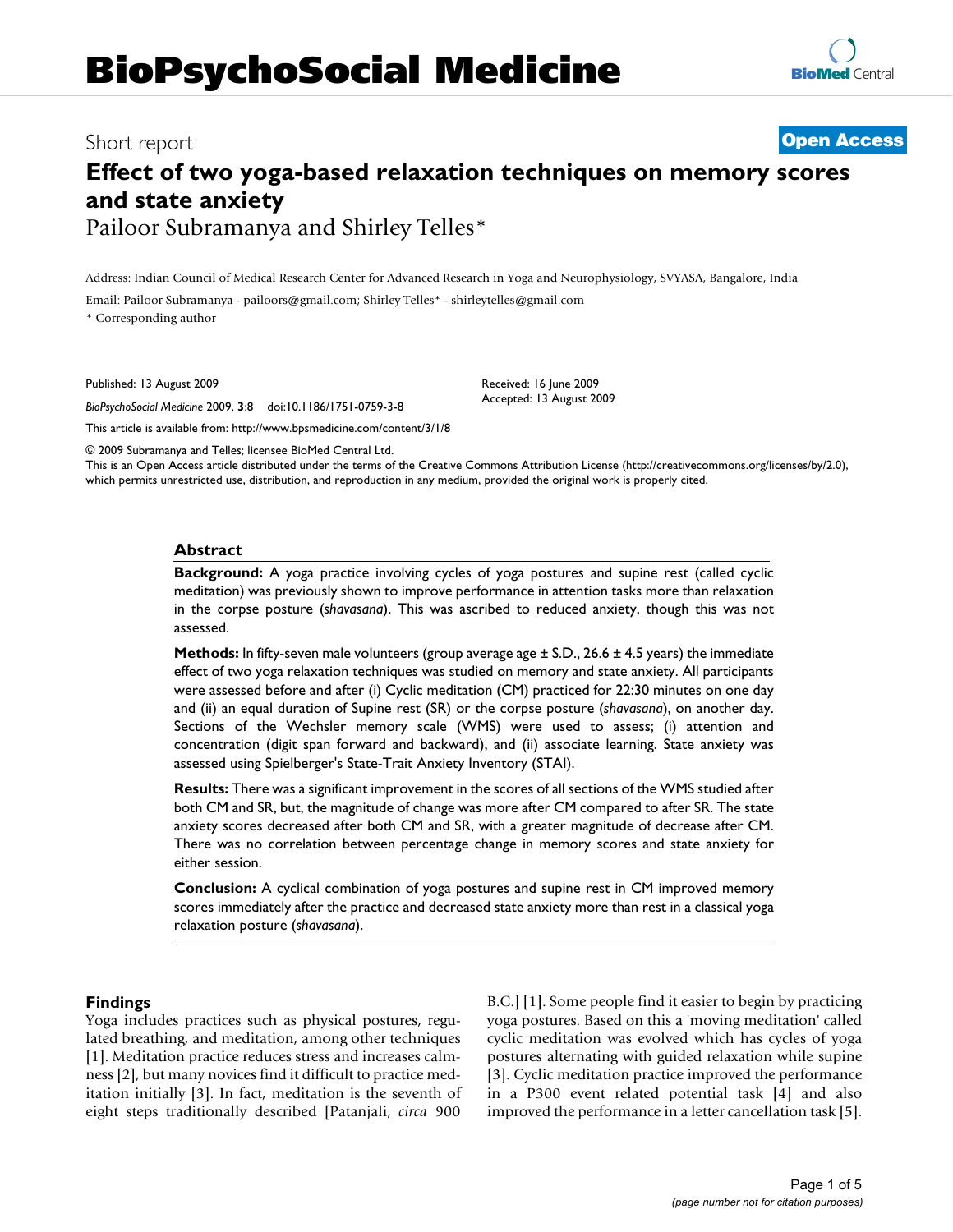# BioPsychoSocial Medicine

Short report **Open Access**

# Effect of two yoga-based relaxation techniques on memory scores and state anxiety

Pailoor Subramanya and Shirley Telles*

Address: Indian Council of Medical Research Center for Advanced Research in Yoga and Neurophysiology, SVYASA, Bangalore, India

Email: Pailoor Subramanya - pailoors@gmail.com; Shirley Telles* - shirleytelles@gmail.com

\* Corresponding author

Published: 13 August 2009

*BioPsychoSocial Medicine* 2009, **3**:8 doi:10.1186/1751-0759-3-8

Received: 16 June 2009
Accepted: 13 August 2009

This article is available from: http://www.bpsmedicine.com/content/3/1/8

© 2009 Subramanya and Telles; licensee BioMed Central Ltd.
This is an Open Access article distributed under the terms of the Creative Commons Attribution License (http://creativecommons.org/licenses/by/2.0), which permits unrestricted use, distribution, and reproduction in any medium, provided the original work is properly cited.

## Abstract

**Background:** A yoga practice involving cycles of yoga postures and supine rest (called cyclic meditation) was previously shown to improve performance in attention tasks more than relaxation in the corpse posture (*shavasana*). This was ascribed to reduced anxiety, though this was not assessed.

**Methods:** In fifty-seven male volunteers (group average age ± S.D., 26.6 ± 4.5 years) the immediate effect of two yoga relaxation techniques was studied on memory and state anxiety. All participants were assessed before and after (i) Cyclic meditation (CM) practiced for 22:30 minutes on one day and (ii) an equal duration of Supine rest (SR) or the corpse posture (*shavasana*), on another day. Sections of the Wechsler memory scale (WMS) were used to assess; (i) attention and concentration (digit span forward and backward), and (ii) associate learning. State anxiety was assessed using Spielberger's State-Trait Anxiety Inventory (STAI).

**Results:** There was a significant improvement in the scores of all sections of the WMS studied after both CM and SR, but, the magnitude of change was more after CM compared to after SR. The state anxiety scores decreased after both CM and SR, with a greater magnitude of decrease after CM. There was no correlation between percentage change in memory scores and state anxiety for either session.

**Conclusion:** A cyclical combination of yoga postures and supine rest in CM improved memory scores immediately after the practice and decreased state anxiety more than rest in a classical yoga relaxation posture (*shavasana*).

## Findings

Yoga includes practices such as physical postures, regulated breathing, and meditation, among other techniques [1]. Meditation practice reduces stress and increases calmness [2], but many novices find it difficult to practice meditation initially [3]. In fact, meditation is the seventh of eight steps traditionally described [Patanjali, *circa* 900 B.C.] [1]. Some people find it easier to begin by practicing yoga postures. Based on this a 'moving meditation' called cyclic meditation was evolved which has cycles of yoga postures alternating with guided relaxation while supine [3]. Cyclic meditation practice improved the performance in a P300 event related potential task [4] and also improved the performance in a letter cancellation task [5].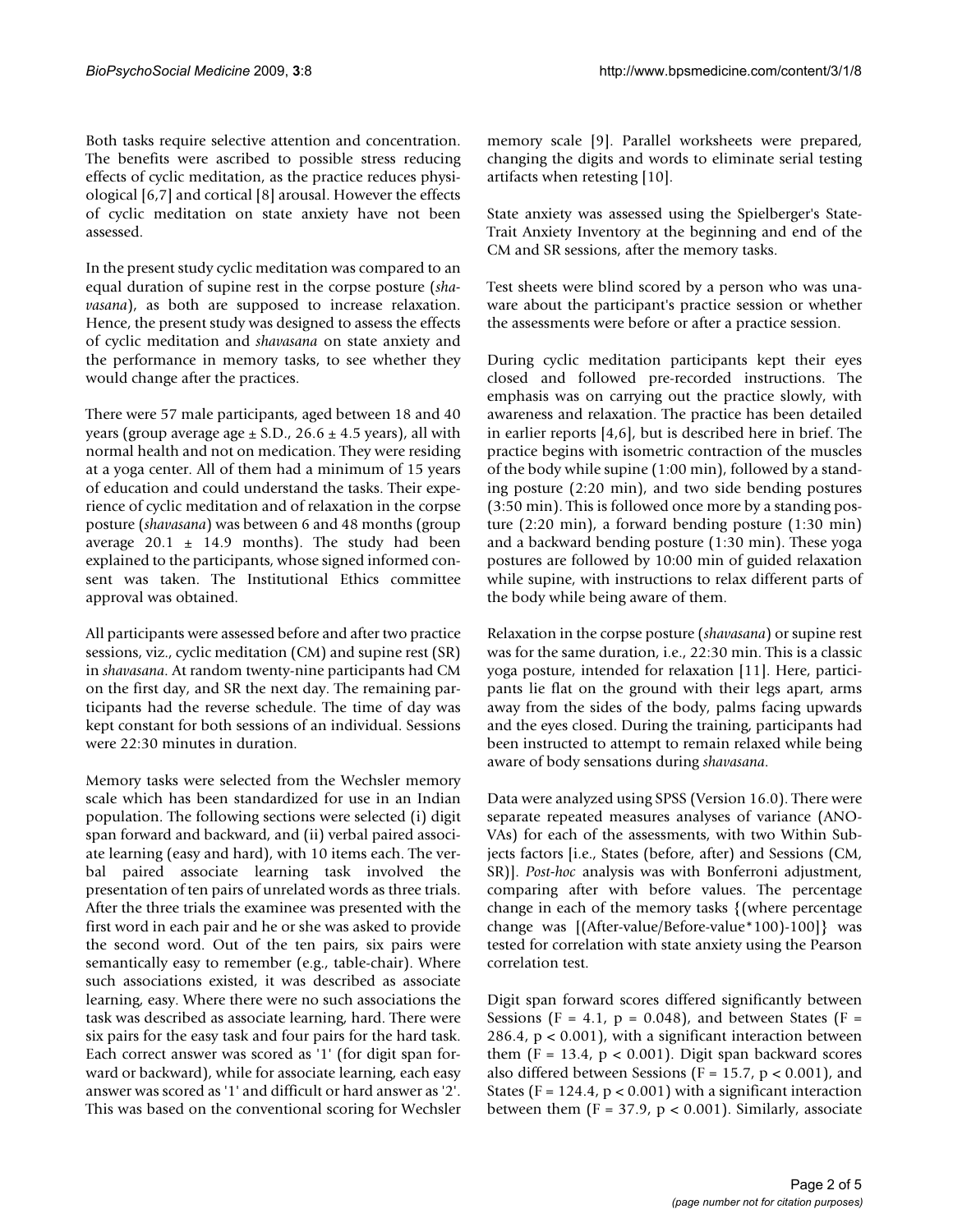Both tasks require selective attention and concentration. The benefits were ascribed to possible stress reducing effects of cyclic meditation, as the practice reduces physiological [6,7] and cortical [8] arousal. However the effects of cyclic meditation on state anxiety have not been assessed.

In the present study cyclic meditation was compared to an equal duration of supine rest in the corpse posture (*shavasana*), as both are supposed to increase relaxation. Hence, the present study was designed to assess the effects of cyclic meditation and *shavasana* on state anxiety and the performance in memory tasks, to see whether they would change after the practices.

There were 57 male participants, aged between 18 and 40 years (group average age ± S.D., 26.6 ± 4.5 years), all with normal health and not on medication. They were residing at a yoga center. All of them had a minimum of 15 years of education and could understand the tasks. Their experience of cyclic meditation and of relaxation in the corpse posture (*shavasana*) was between 6 and 48 months (group average 20.1 ± 14.9 months). The study had been explained to the participants, whose signed informed consent was taken. The Institutional Ethics committee approval was obtained.

All participants were assessed before and after two practice sessions, viz., cyclic meditation (CM) and supine rest (SR) in *shavasana*. At random twenty-nine participants had CM on the first day, and SR the next day. The remaining participants had the reverse schedule. The time of day was kept constant for both sessions of an individual. Sessions were 22:30 minutes in duration.

Memory tasks were selected from the Wechsler memory scale which has been standardized for use in an Indian population. The following sections were selected (i) digit span forward and backward, and (ii) verbal paired associate learning (easy and hard), with 10 items each. The verbal paired associate learning task involved the presentation of ten pairs of unrelated words as three trials. After the three trials the examinee was presented with the first word in each pair and he or she was asked to provide the second word. Out of the ten pairs, six pairs were semantically easy to remember (e.g., table-chair). Where such associations existed, it was described as associate learning, easy. Where there were no such associations the task was described as associate learning, hard. There were six pairs for the easy task and four pairs for the hard task. Each correct answer was scored as '1' (for digit span forward or backward), while for associate learning, each easy answer was scored as '1' and difficult or hard answer as '2'. This was based on the conventional scoring for Wechsler memory scale [9]. Parallel worksheets were prepared, changing the digits and words to eliminate serial testing artifacts when retesting [10].

State anxiety was assessed using the Spielberger's State-Trait Anxiety Inventory at the beginning and end of the CM and SR sessions, after the memory tasks.

Test sheets were blind scored by a person who was unaware about the participant's practice session or whether the assessments were before or after a practice session.

During cyclic meditation participants kept their eyes closed and followed pre-recorded instructions. The emphasis was on carrying out the practice slowly, with awareness and relaxation. The practice has been detailed in earlier reports [4,6], but is described here in brief. The practice begins with isometric contraction of the muscles of the body while supine (1:00 min), followed by a standing posture (2:20 min), and two side bending postures (3:50 min). This is followed once more by a standing posture (2:20 min), a forward bending posture (1:30 min) and a backward bending posture (1:30 min). These yoga postures are followed by 10:00 min of guided relaxation while supine, with instructions to relax different parts of the body while being aware of them.

Relaxation in the corpse posture (*shavasana*) or supine rest was for the same duration, i.e., 22:30 min. This is a classic yoga posture, intended for relaxation [11]. Here, participants lie flat on the ground with their legs apart, arms away from the sides of the body, palms facing upwards and the eyes closed. During the training, participants had been instructed to attempt to remain relaxed while being aware of body sensations during *shavasana*.

Data were analyzed using SPSS (Version 16.0). There were separate repeated measures analyses of variance (ANOVAs) for each of the assessments, with two Within Subjects factors [i.e., States (before, after) and Sessions (CM, SR)]. *Post-hoc* analysis was with Bonferroni adjustment, comparing after with before values. The percentage change in each of the memory tasks {(where percentage change was [(After-value/Before-value*100)-100]} was tested for correlation with state anxiety using the Pearson correlation test.

Digit span forward scores differed significantly between Sessions ($F = 4.1$, $p = 0.048$), and between States ($F = 286.4$, $p < 0.001$), with a significant interaction between them ($F = 13.4$, $p < 0.001$). Digit span backward scores also differed between Sessions ($F = 15.7$, $p < 0.001$), and States ($F = 124.4$, $p < 0.001$) with a significant interaction between them ($F = 37.9$, $p < 0.001$). Similarly, associate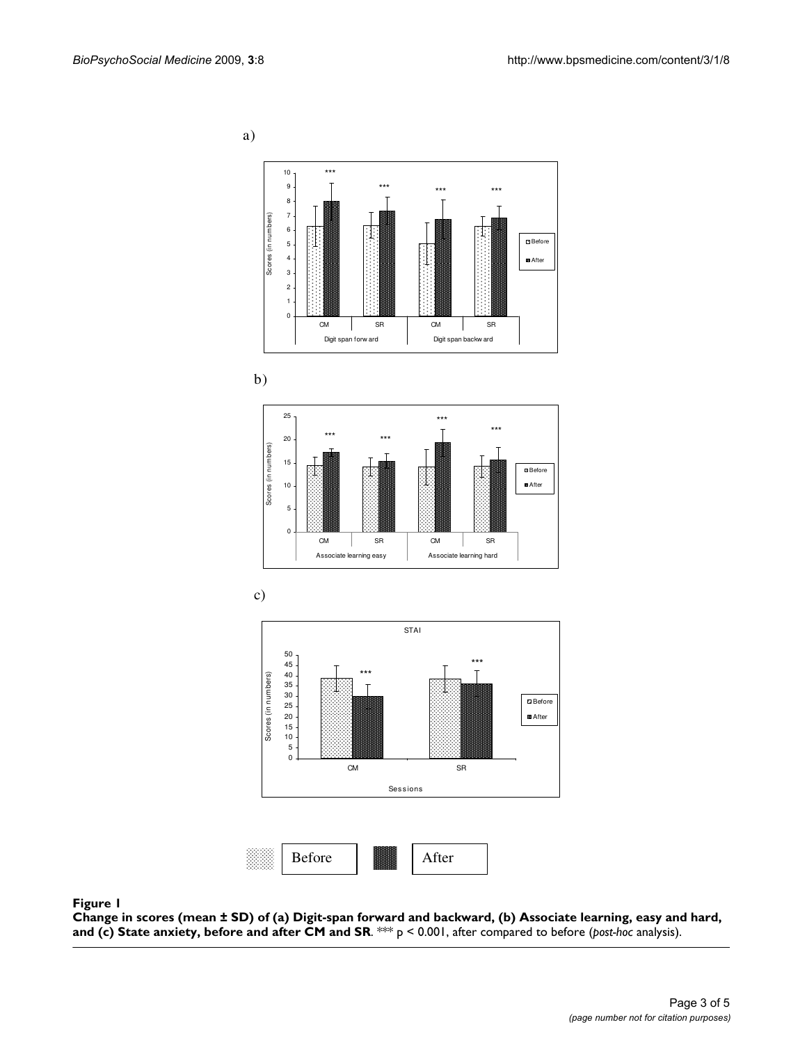a)

b)

c)

**Figure 1**

**Change in scores (mean ± SD) of (a) Digit-span forward and backward, (b) Associate learning, easy and hard, and (c) State anxiety, before and after CM and SR**. *** $p < 0.001$, after compared to before (*post-hoc* analysis).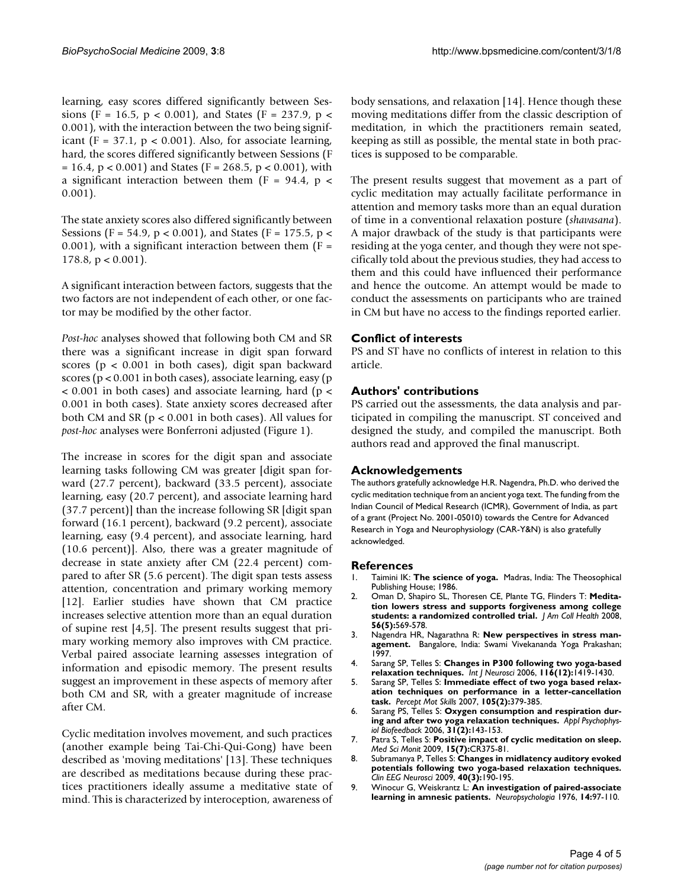learning, easy scores differed significantly between Sessions ($F = 16.5$, $p < 0.001$), and States ($F = 237.9$, $p < 0.001$), with the interaction between the two being significant ($F = 37.1$, $p < 0.001$). Also, for associate learning, hard, the scores differed significantly between Sessions ($F = 16.4$, $p < 0.001$) and States ($F = 268.5$, $p < 0.001$), with a significant interaction between them ($F = 94.4$, $p < 0.001$).

The state anxiety scores also differed significantly between Sessions ($F = 54.9$, $p < 0.001$), and States ($F = 175.5$, $p < 0.001$), with a significant interaction between them ($F = 178.8$, $p < 0.001$).

A significant interaction between factors, suggests that the two factors are not independent of each other, or one factor may be modified by the other factor.

*Post-hoc* analyses showed that following both CM and SR there was a significant increase in digit span forward scores ($p < 0.001$ in both cases), digit span backward scores ($p < 0.001$ in both cases), associate learning, easy ($p < 0.001$ in both cases) and associate learning, hard ($p < 0.001$ in both cases). State anxiety scores decreased after both CM and SR ($p < 0.001$ in both cases). All values for *post-hoc* analyses were Bonferroni adjusted (Figure 1).

The increase in scores for the digit span and associate learning tasks following CM was greater [digit span forward (27.7 percent), backward (33.5 percent), associate learning, easy (20.7 percent), and associate learning hard (37.7 percent)] than the increase following SR [digit span forward (16.1 percent), backward (9.2 percent), associate learning, easy (9.4 percent), and associate learning, hard (10.6 percent)]. Also, there was a greater magnitude of decrease in state anxiety after CM (22.4 percent) compared to after SR (5.6 percent). The digit span tests assess attention, concentration and primary working memory [12]. Earlier studies have shown that CM practice increases selective attention more than an equal duration of supine rest [4,5]. The present results suggest that primary working memory also improves with CM practice. Verbal paired associate learning assesses integration of information and episodic memory. The present results suggest an improvement in these aspects of memory after both CM and SR, with a greater magnitude of increase after CM.

Cyclic meditation involves movement, and such practices (another example being Tai-Chi-Qui-Gong) have been described as 'moving meditations' [13]. These techniques are described as meditations because during these practices practitioners ideally assume a meditative state of mind. This is characterized by interoception, awareness of body sensations, and relaxation [14]. Hence though these moving meditations differ from the classic description of meditation, in which the practitioners remain seated, keeping as still as possible, the mental state in both practices is supposed to be comparable.

The present results suggest that movement as a part of cyclic meditation may actually facilitate performance in attention and memory tasks more than an equal duration of time in a conventional relaxation posture (*shavasana*). A major drawback of the study is that participants were residing at the yoga center, and though they were not specifically told about the previous studies, they had access to them and this could have influenced their performance and hence the outcome. An attempt would be made to conduct the assessments on participants who are trained in CM but have no access to the findings reported earlier.

## Conflict of interests

PS and ST have no conflicts of interest in relation to this article.

## Authors' contributions

PS carried out the assessments, the data analysis and participated in compiling the manuscript. ST conceived and designed the study, and compiled the manuscript. Both authors read and approved the final manuscript.

## Acknowledgements

The authors gratefully acknowledge H.R. Nagendra, Ph.D. who derived the cyclic meditation technique from an ancient yoga text. The funding from the Indian Council of Medical Research (ICMR), Government of India, as part of a grant (Project No. 2001-05010) towards the Centre for Advanced Research in Yoga and Neurophysiology (CAR-Y&N) is also gratefully acknowledged.

## References

1. Taimini IK: **The science of yoga.** Madras, India: The Theosophical Publishing House; 1986.
2. Oman D, Shapiro SL, Thoresen CE, Plante TG, Flinders T: **Meditation lowers stress and supports forgiveness among college students: a randomized controlled trial.** *J Am Coll Health* 2008, **56(5):**569-578.
3. Nagendra HR, Nagarathna R: **New perspectives in stress management.** Bangalore, India: Swami Vivekananda Yoga Prakashan; 1997.
4. Sarang SP, Telles S: **Changes in P300 following two yoga-based relaxation techniques.** *Int J Neurosci* 2006, **116(12):**1419-1430.
5. Sarang SP, Telles S: **Immediate effect of two yoga based relaxation techniques on performance in a letter-cancellation task.** *Percept Mot Skills* 2007, **105(2):**379-385.
6. Sarang PS, Telles S: **Oxygen consumption and respiration during and after two yoga relaxation techniques.** *Appl Psychophysiol Biofeedback* 2006, **31(2):**143-153.
7. Patra S, Telles S: **Positive impact of cyclic meditation on sleep.** *Med Sci Monit* 2009, **15(7):**CR375-81.
8. Subramanya P, Telles S: **Changes in midlatency auditory evoked potentials following two yoga-based relaxation techniques.** *Clin EEG Neurosci* 2009, **40(3):**190-195.
9. Winocur G, Weiskrantz L: **An investigation of paired-associate learning in amnesic patients.** *Neuropsychologia* 1976, **14:**97-110.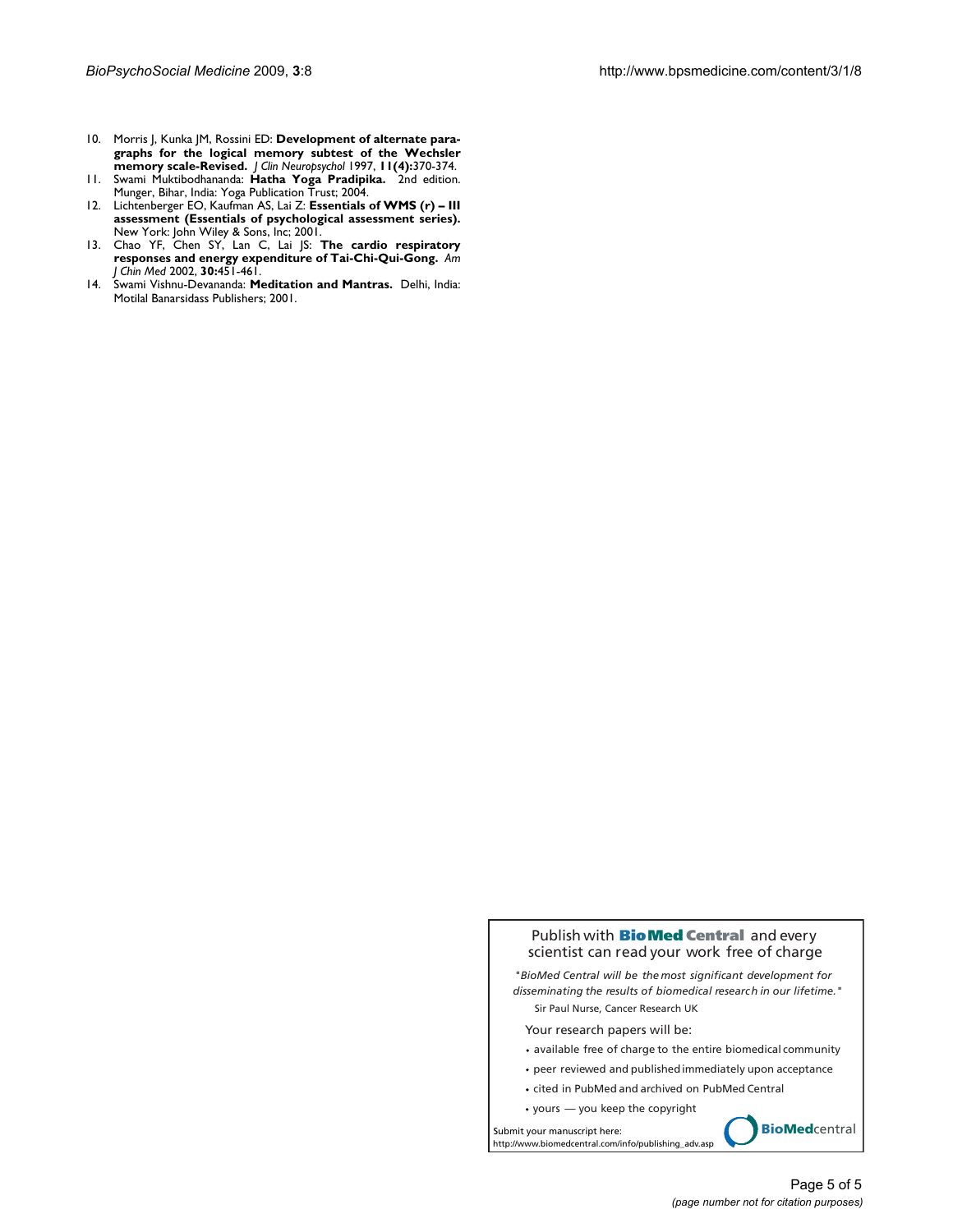10. Morris J, Kunka JM, Rossini ED: **Development of alternate paragraphs for the logical memory subtest of the Wechsler memory scale-Revised.** *J Clin Neuropsychol* 1997, **11(4):**370-374.
11. Swami Muktibodhananda: **Hatha Yoga Pradipika.** 2nd edition. Munger, Bihar, India: Yoga Publication Trust; 2004.
12. Lichtenberger EO, Kaufman AS, Lai Z: **Essentials of WMS (r) – III assessment (Essentials of psychological assessment series).** New York: John Wiley & Sons, Inc; 2001.
13. Chao YF, Chen SY, Lan C, Lai JS: **The cardio respiratory responses and energy expenditure of Tai-Chi-Qui-Gong.** *Am J Chin Med* 2002, **30:**451-461.
14. Swami Vishnu-Devananda: **Meditation and Mantras.** Delhi, India: Motilal Banarsidass Publishers; 2001.

Publish with **BioMed Central** and every scientist can read your work free of charge

*"BioMed Central will be the most significant development for disseminating the results of biomedical research in our lifetime."*

Sir Paul Nurse, Cancer Research UK

Your research papers will be:

- available free of charge to the entire biomedical community
- peer reviewed and published immediately upon acceptance
- cited in PubMed and archived on PubMed Central
- yours — you keep the copyright

Submit your manuscript here:
http://www.biomedcentral.com/info/publishing_adv.asp

**BioMed**central